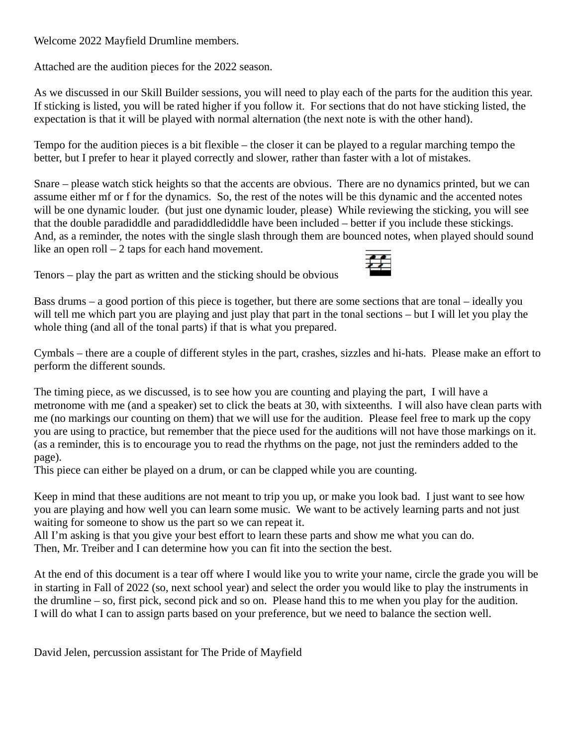Welcome 2022 Mayfield Drumline members.

Attached are the audition pieces for the 2022 season.

As we discussed in our Skill Builder sessions, you will need to play each of the parts for the audition this year. If sticking is listed, you will be rated higher if you follow it. For sections that do not have sticking listed, the expectation is that it will be played with normal alternation (the next note is with the other hand).

Tempo for the audition pieces is a bit flexible – the closer it can be played to a regular marching tempo the better, but I prefer to hear it played correctly and slower, rather than faster with a lot of mistakes.

Snare – please watch stick heights so that the accents are obvious. There are no dynamics printed, but we can assume either mf or f for the dynamics. So, the rest of the notes will be this dynamic and the accented notes will be one dynamic louder. (but just one dynamic louder, please) While reviewing the sticking, you will see that the double paradiddle and paradiddlediddle have been included – better if you include these stickings. And, as a reminder, the notes with the single slash through them are bounced notes, when played should sound like an open roll – 2 taps for each hand movement.

Tenors – play the part as written and the sticking should be obvious

Bass drums – a good portion of this piece is together, but there are some sections that are tonal – ideally you will tell me which part you are playing and just play that part in the tonal sections – but I will let you play the whole thing (and all of the tonal parts) if that is what you prepared.

Cymbals – there are a couple of different styles in the part, crashes, sizzles and hi-hats. Please make an effort to perform the different sounds.

The timing piece, as we discussed, is to see how you are counting and playing the part, I will have a metronome with me (and a speaker) set to click the beats at 30, with sixteenths. I will also have clean parts with me (no markings our counting on them) that we will use for the audition. Please feel free to mark up the copy you are using to practice, but remember that the piece used for the auditions will not have those markings on it. (as a reminder, this is to encourage you to read the rhythms on the page, not just the reminders added to the page).
This piece can either be played on a drum, or can be clapped while you are counting.

Keep in mind that these auditions are not meant to trip you up, or make you look bad. I just want to see how you are playing and how well you can learn some music. We want to be actively learning parts and not just waiting for someone to show us the part so we can repeat it.
All I'm asking is that you give your best effort to learn these parts and show me what you can do.
Then, Mr. Treiber and I can determine how you can fit into the section the best.

At the end of this document is a tear off where I would like you to write your name, circle the grade you will be in starting in Fall of 2022 (so, next school year) and select the order you would like to play the instruments in the drumline – so, first pick, second pick and so on. Please hand this to me when you play for the audition.
I will do what I can to assign parts based on your preference, but we need to balance the section well.

David Jelen, percussion assistant for The Pride of Mayfield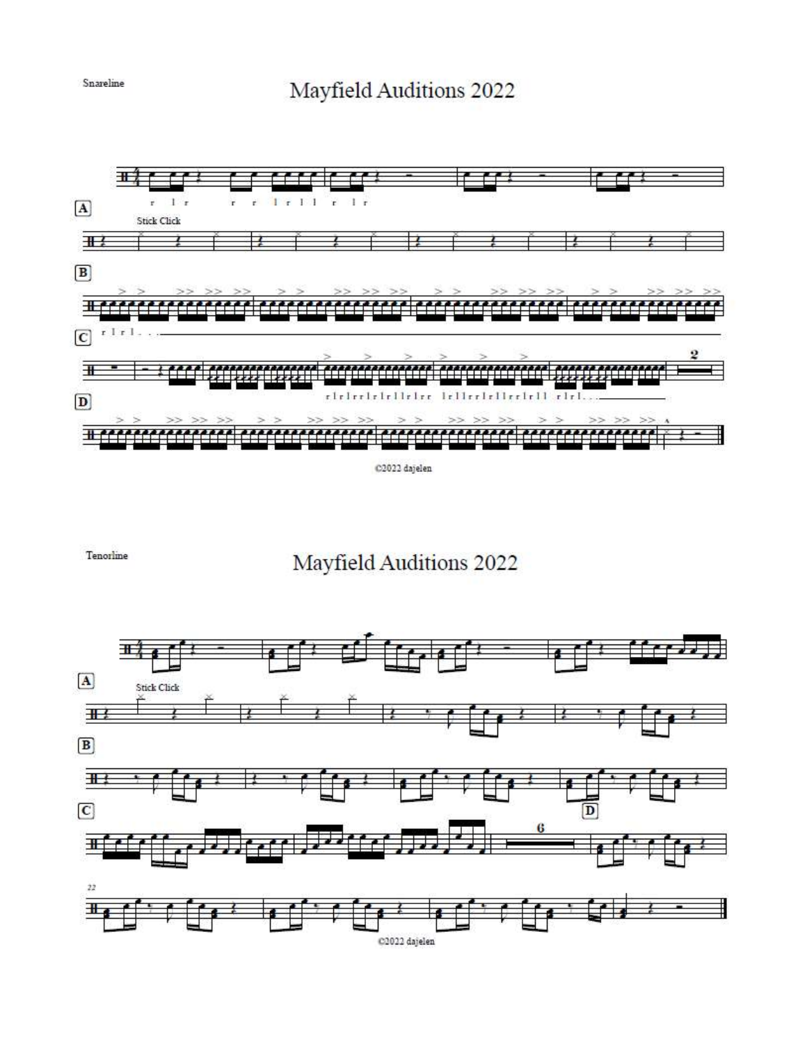Snareline

# Mayfield Auditions 2022

r l r r r l r l l r l r

**A**

Stick Click

**B**

**C**

r l r l . . .

**D**

r l r l r r l r l r l l r l r r l r l l r r l r l l r r l r l l r l r l . . .

2

©2022 dajelen

Tenorline

# Mayfield Auditions 2022

**A**

Stick Click

**B**

**C**

6

**D**

22

©2022 dajelen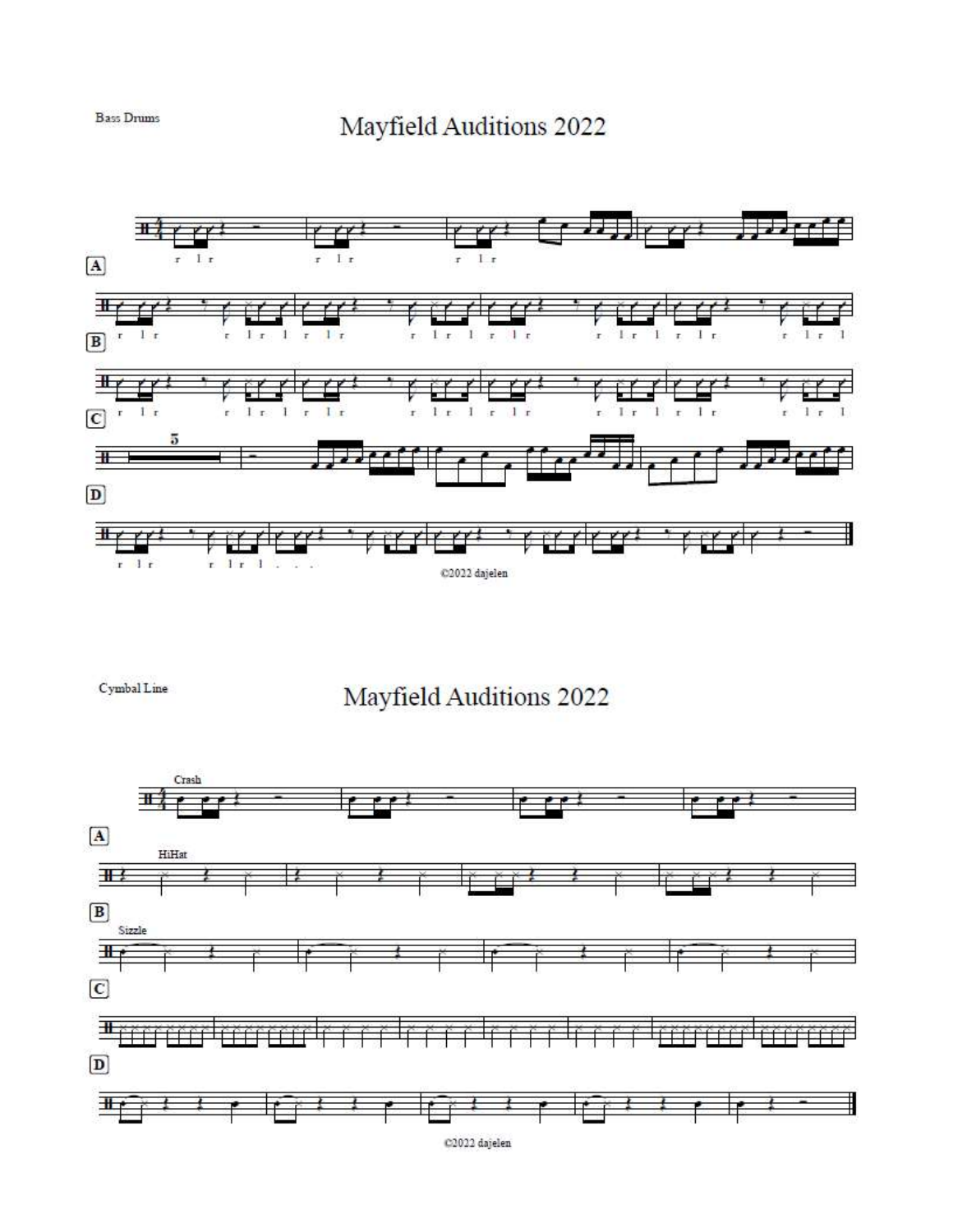Bass Drums

# Mayfield Auditions 2022

A

r l r r l r r l r

B

r l r r l r l r l r r l r l r l r r l r l r l r r l r l

C

r l r r l r l r l r r l r l r l r r l r l r l r r l r l

D

5

r l r r l r l . . .

©2022 dajelen

Cymbal Line

# Mayfield Auditions 2022

Crash

A

HiHat

B

Sizzle

C

D

©2022 dajelen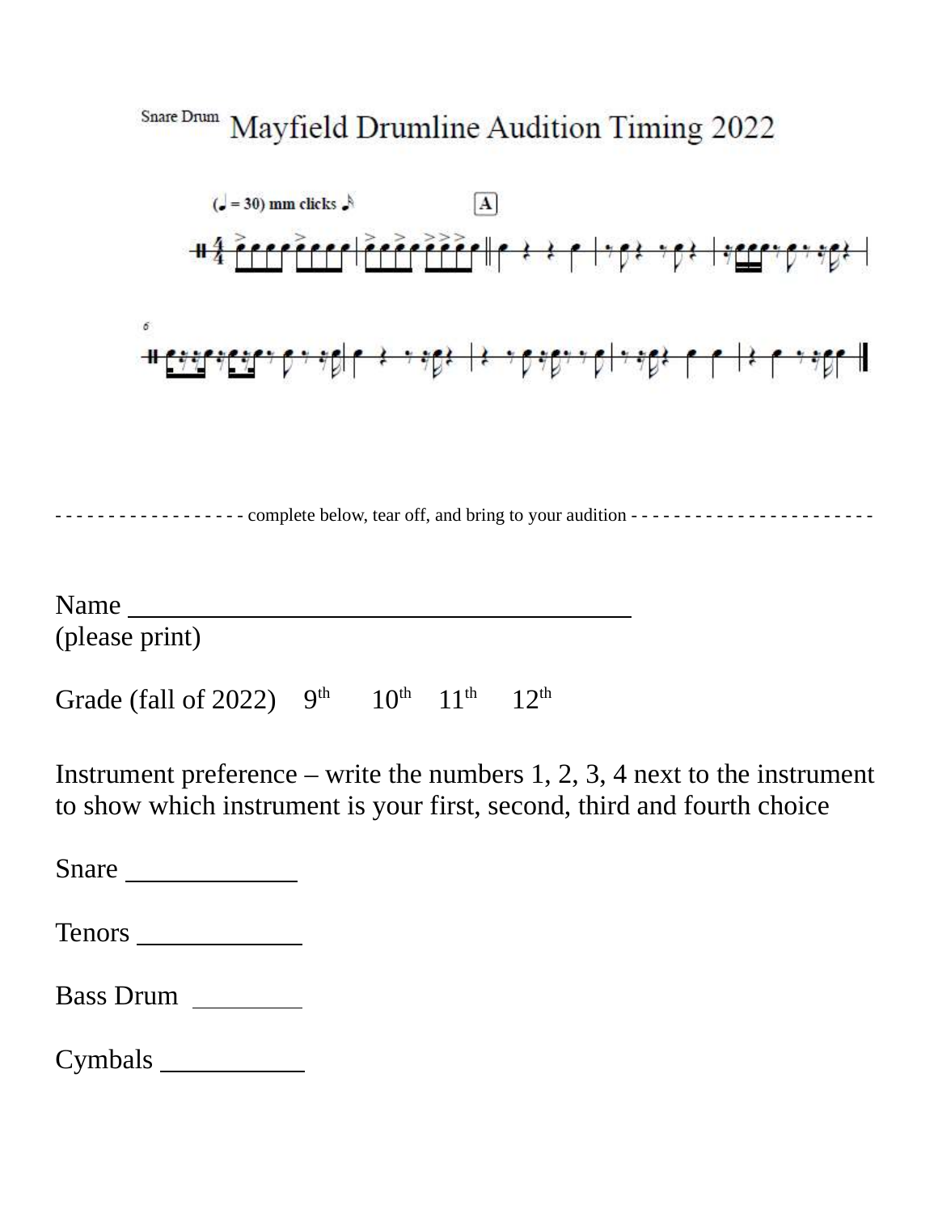Snare Drum

# Mayfield Drumline Audition Timing 2022

(♩ = 30) mm clicks 𝅘𝅥𝅯

A

6

- - - - - - - - - - - - - - - - - - complete below, tear off, and bring to your audition - - - - - - - - - - - - - - - - - - - - - - -

Name \_\_\_\_\_\_\_\_\_\_\_\_\_\_\_\_\_\_\_\_\_\_\_\_\_\_\_\_\_\_\_\_\_\_\_\_\_\_\_\_
(please print)

Grade (fall of 2022) 9th 10th 11th 12th

Instrument preference – write the numbers 1, 2, 3, 4 next to the instrument to show which instrument is your first, second, third and fourth choice

Snare \_\_\_\_\_\_\_\_\_\_\_\_\_

Tenors \_\_\_\_\_\_\_\_\_\_\_\_\_

Bass Drum \_\_\_\_\_\_\_\_\_

Cymbals \_\_\_\_\_\_\_\_\_\_\_